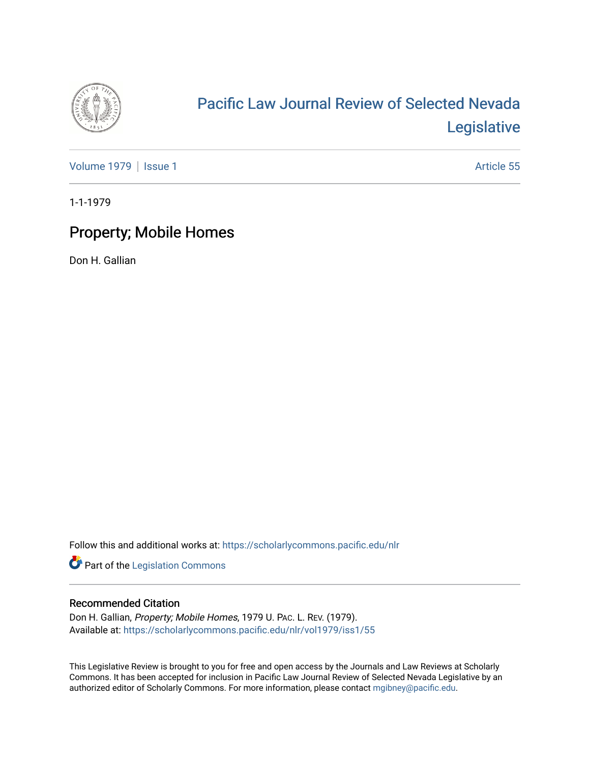# Pacific Law Journal Review of Selected Nevada Legislative

Volume 1979 | Issue 1 Article 55

1-1-1979

## Property; Mobile Homes

Don H. Gallian

Follow this and additional works at: https://scholarlycommons.pacific.edu/nlr

Part of the Legislation Commons

### Recommended Citation

Don H. Gallian, *Property; Mobile Homes*, 1979 U. PAC. L. REV. (1979).
Available at: https://scholarlycommons.pacific.edu/nlr/vol1979/iss1/55

This Legislative Review is brought to you for free and open access by the Journals and Law Reviews at Scholarly Commons. It has been accepted for inclusion in Pacific Law Journal Review of Selected Nevada Legislative by an authorized editor of Scholarly Commons. For more information, please contact mgibney@pacific.edu.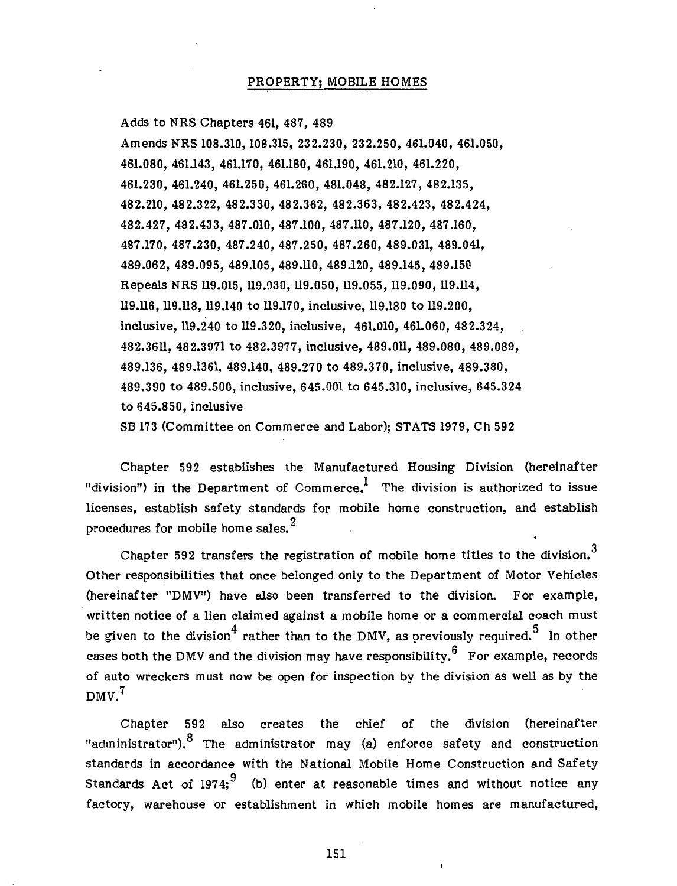## PROPERTY; MOBILE HOMES

Adds to NRS Chapters 461, 487, 489
Amends NRS 108.310, 108.315, 232.230, 232.250, 461.040, 461.050, 461.080, 461.143, 461.170, 461.180, 461.190, 461.210, 461.220, 461.230, 461.240, 461.250, 461.260, 481.048, 482.127, 482.135, 482.210, 482.322, 482.330, 482.362, 482.363, 482.423, 482.424, 482.427, 482.433, 487.010, 487.100, 487.110, 487.120, 487.160, 487.170, 487.230, 487.240, 487.250, 487.260, 489.031, 489.041, 489.062, 489.095, 489.105, 489.110, 489.120, 489.145, 489.150
Repeals NRS 119.015, 119.030, 119.050, 119.055, 119.090, 119.114, 119.116, 119.118, 119.140 to 119.170, inclusive, 119.180 to 119.200, inclusive, 119.240 to 119.320, inclusive, 461.010, 461.060, 482.324, 482.3611, 482.3971 to 482.3977, inclusive, 489.011, 489.080, 489.089, 489.136, 489.1361, 489.140, 489.270 to 489.370, inclusive, 489.380, 489.390 to 489.500, inclusive, 645.001 to 645.310, inclusive, 645.324 to 645.850, inclusive
SB 173 (Committee on Commerce and Labor); STATS 1979, Ch 592

Chapter 592 establishes the Manufactured Housing Division (hereinafter "division") in the Department of Commerce.[1] The division is authorized to issue licenses, establish safety standards for mobile home construction, and establish procedures for mobile home sales.[2]

Chapter 592 transfers the registration of mobile home titles to the division.[3] Other responsibilities that once belonged only to the Department of Motor Vehicles (hereinafter "DMV") have also been transferred to the division. For example, written notice of a lien claimed against a mobile home or a commercial coach must be given to the division[4] rather than to the DMV, as previously required.[5] In other cases both the DMV and the division may have responsibility.[6] For example, records of auto wreckers must now be open for inspection by the division as well as by the DMV.[7]

Chapter 592 also creates the chief of the division (hereinafter "administrator").[8] The administrator may (a) enforce safety and construction standards in accordance with the National Mobile Home Construction and Safety Standards Act of 1974;[9] (b) enter at reasonable times and without notice any factory, warehouse or establishment in which mobile homes are manufactured,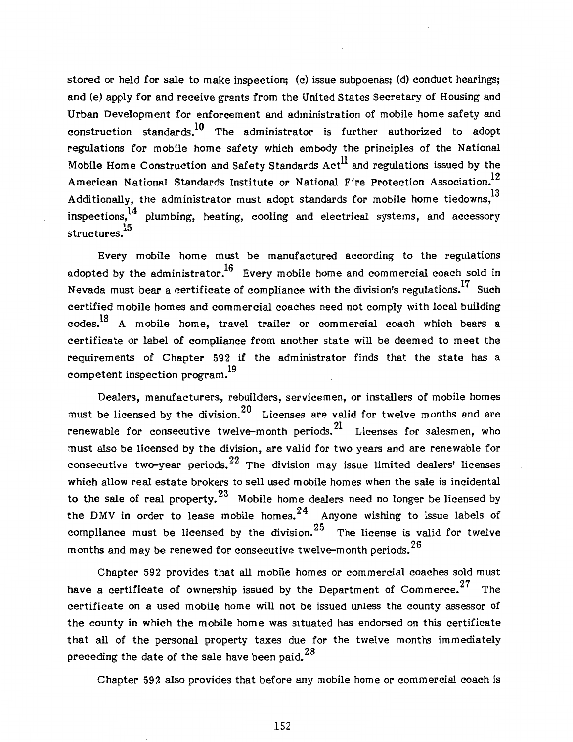stored or held for sale to make inspection; (c) issue subpoenas; (d) conduct hearings; and (e) apply for and receive grants from the United States Secretary of Housing and Urban Development for enforcement and administration of mobile home safety and construction standards.[10] The administrator is further authorized to adopt regulations for mobile home safety which embody the principles of the National Mobile Home Construction and Safety Standards Act[11] and regulations issued by the American National Standards Institute or National Fire Protection Association.[12] Additionally, the administrator must adopt standards for mobile home tiedowns,[13] inspections,[14] plumbing, heating, cooling and electrical systems, and accessory structures.[15]

Every mobile home must be manufactured according to the regulations adopted by the administrator.[16] Every mobile home and commercial coach sold in Nevada must bear a certificate of compliance with the division's regulations.[17] Such certified mobile homes and commercial coaches need not comply with local building codes.[18] A mobile home, travel trailer or commercial coach which bears a certificate or label of compliance from another state will be deemed to meet the requirements of Chapter 592 if the administrator finds that the state has a competent inspection program.[19]

Dealers, manufacturers, rebuilders, servicemen, or installers of mobile homes must be licensed by the division.[20] Licenses are valid for twelve months and are renewable for consecutive twelve-month periods.[21] Licenses for salesmen, who must also be licensed by the division, are valid for two years and are renewable for consecutive two-year periods.[22] The division may issue limited dealers' licenses which allow real estate brokers to sell used mobile homes when the sale is incidental to the sale of real property.[23] Mobile home dealers need no longer be licensed by the DMV in order to lease mobile homes.[24] Anyone wishing to issue labels of compliance must be licensed by the division.[25] The license is valid for twelve months and may be renewed for consecutive twelve-month periods.[26]

Chapter 592 provides that all mobile homes or commercial coaches sold must have a certificate of ownership issued by the Department of Commerce.[27] The certificate on a used mobile home will not be issued unless the county assessor of the county in which the mobile home was situated has endorsed on this certificate that all of the personal property taxes due for the twelve months immediately preceding the date of the sale have been paid.[28]

Chapter 592 also provides that before any mobile home or commercial coach is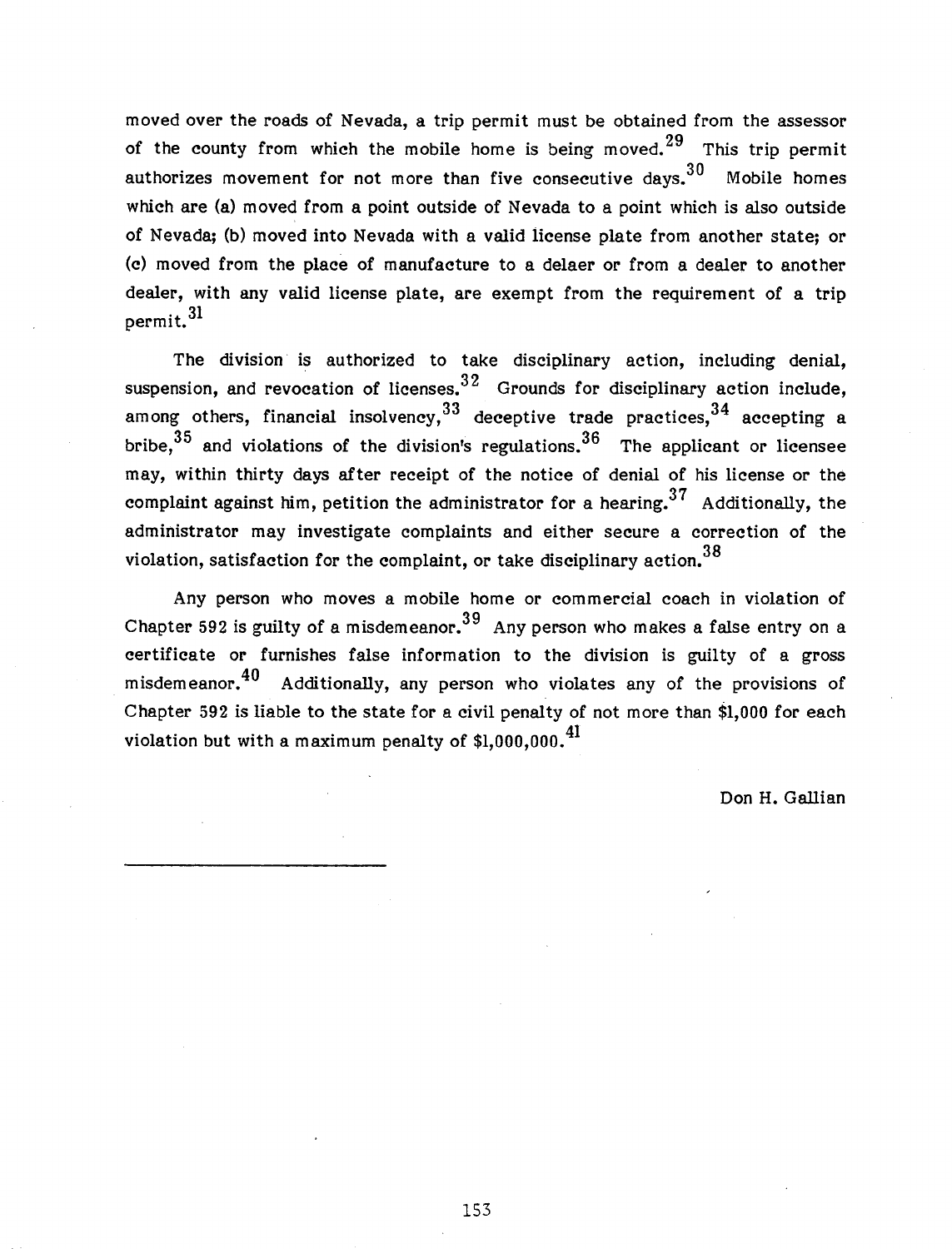moved over the roads of Nevada, a trip permit must be obtained from the assessor of the county from which the mobile home is being moved.[29] This trip permit authorizes movement for not more than five consecutive days.[30] Mobile homes which are (a) moved from a point outside of Nevada to a point which is also outside of Nevada; (b) moved into Nevada with a valid license plate from another state; or (c) moved from the place of manufacture to a delaer or from a dealer to another dealer, with any valid license plate, are exempt from the requirement of a trip permit.[31]

The division is authorized to take disciplinary action, including denial, suspension, and revocation of licenses.[32] Grounds for disciplinary action include, among others, financial insolvency,[33] deceptive trade practices,[34] accepting a bribe,[35] and violations of the division's regulations.[36] The applicant or licensee may, within thirty days after receipt of the notice of denial of his license or the complaint against him, petition the administrator for a hearing.[37] Additionally, the administrator may investigate complaints and either secure a correction of the violation, satisfaction for the complaint, or take disciplinary action.[38]

Any person who moves a mobile home or commercial coach in violation of Chapter 592 is guilty of a misdemeanor.[39] Any person who makes a false entry on a certificate or furnishes false information to the division is guilty of a gross misdemeanor.[40] Additionally, any person who violates any of the provisions of Chapter 592 is liable to the state for a civil penalty of not more than $1,000 for each violation but with a maximum penalty of $1,000,000.[41]

Don H. Gallian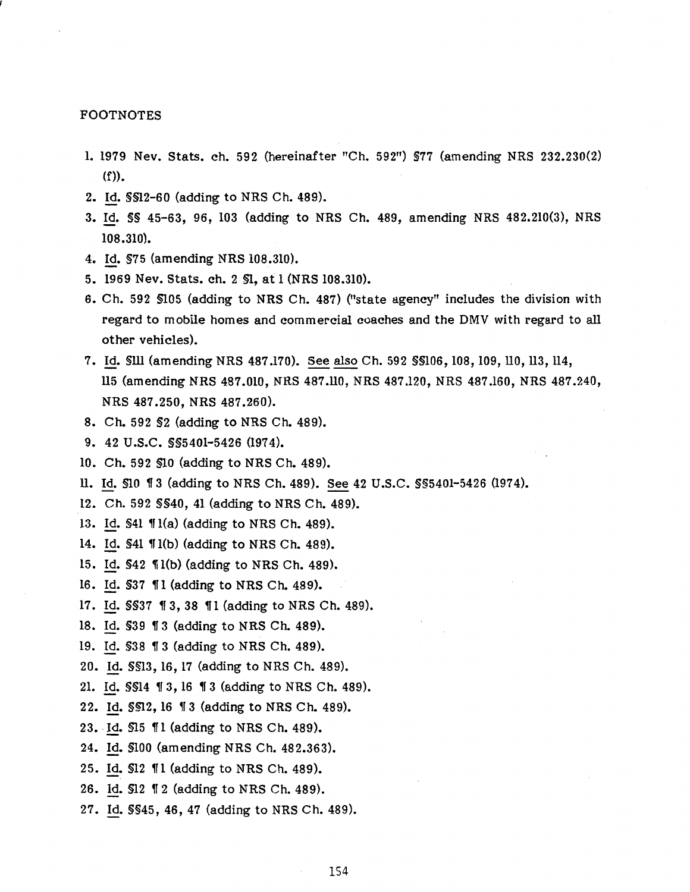FOOTNOTES

1. 1979 Nev. Stats. ch. 592 (hereinafter "Ch. 592") §77 (amending NRS 232.230(2)(f)).
2. Id. §§12-60 (adding to NRS Ch. 489).
3. Id. §§ 45-63, 96, 103 (adding to NRS Ch. 489, amending NRS 482.210(3), NRS 108.310).
4. Id. §75 (amending NRS 108.310).
5. 1969 Nev. Stats. ch. 2 §1, at 1 (NRS 108.310).
6. Ch. 592 §105 (adding to NRS Ch. 487) ("state agency" includes the division with regard to mobile homes and commercial coaches and the DMV with regard to all other vehicles).
7. Id. §111 (amending NRS 487.170). See also Ch. 592 §§106, 108, 109, 110, 113, 114, 115 (amending NRS 487.010, NRS 487.110, NRS 487.120, NRS 487.160, NRS 487.240, NRS 487.250, NRS 487.260).
8. Ch. 592 §2 (adding to NRS Ch. 489).
9. 42 U.S.C. §§5401-5426 (1974).
10. Ch. 592 §10 (adding to NRS Ch. 489).
11. Id. §10 ¶3 (adding to NRS Ch. 489). See 42 U.S.C. §§5401-5426 (1974).
12. Ch. 592 §§40, 41 (adding to NRS Ch. 489).
13. Id. §41 ¶1(a) (adding to NRS Ch. 489).
14. Id. §41 ¶1(b) (adding to NRS Ch. 489).
15. Id. §42 ¶1(b) (adding to NRS Ch. 489).
16. Id. §37 ¶1 (adding to NRS Ch. 489).
17. Id. §§37 ¶3, 38 ¶1 (adding to NRS Ch. 489).
18. Id. §39 ¶3 (adding to NRS Ch. 489).
19. Id. §38 ¶3 (adding to NRS Ch. 489).
20. Id. §§13, 16, 17 (adding to NRS Ch. 489).
21. Id. §§14 ¶3, 16 ¶3 (adding to NRS Ch. 489).
22. Id. §§12, 16 ¶3 (adding to NRS Ch. 489).
23. Id. §15 ¶1 (adding to NRS Ch. 489).
24. Id. §100 (amending NRS Ch. 482.363).
25. Id. §12 ¶1 (adding to NRS Ch. 489).
26. Id. §12 ¶2 (adding to NRS Ch. 489).
27. Id. §§45, 46, 47 (adding to NRS Ch. 489).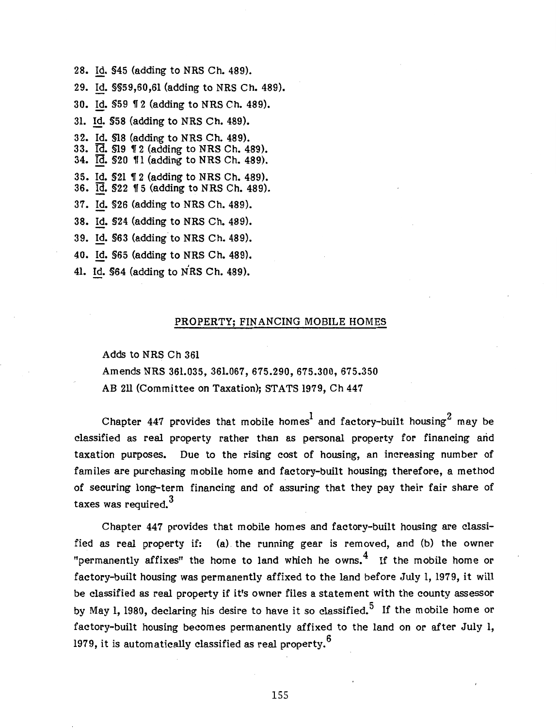28. Id. §45 (adding to NRS Ch. 489).

29. Id. §§59,60,61 (adding to NRS Ch. 489).

30. Id. §59 ¶ 2 (adding to NRS Ch. 489).

31. Id. §58 (adding to NRS Ch. 489).

32. Id. §18 (adding to NRS Ch. 489).
33. Id. §19 ¶ 2 (adding to NRS Ch. 489).
34. Id. §20 ¶1 (adding to NRS Ch. 489).

35. Id. §21 ¶ 2 (adding to NRS Ch. 489).
36. Id. §22 ¶ 5 (adding to NRS Ch. 489).

37. Id. §26 (adding to NRS Ch. 489).

38. Id. §24 (adding to NRS Ch. 489).

39. Id. §63 (adding to NRS Ch. 489).

40. Id. §65 (adding to NRS Ch. 489).

41. Id. §64 (adding to NRS Ch. 489).

## PROPERTY; FINANCING MOBILE HOMES

Adds to NRS Ch 361

Amends NRS 361.035, 361.067, 675.290, 675.300, 675.350

AB 211 (Committee on Taxation); STATS 1979, Ch 447

Chapter 447 provides that mobile homes[1] and factory-built housing[2] may be classified as real property rather than as personal property for financing and taxation purposes. Due to the rising cost of housing, an increasing number of familes are purchasing mobile home and factory-built housing; therefore, a method of securing long-term financing and of assuring that they pay their fair share of taxes was required.[3]

Chapter 447 provides that mobile homes and factory-built housing are classified as real property if: (a) the running gear is removed, and (b) the owner "permanently affixes" the home to land which he owns.[4] If the mobile home or factory-built housing was permanently affixed to the land before July 1, 1979, it will be classified as real property if it's owner files a statement with the county assessor by May 1, 1980, declaring his desire to have it so classified.[5] If the mobile home or factory-built housing becomes permanently affixed to the land on or after July 1, 1979, it is automatically classified as real property.[6]